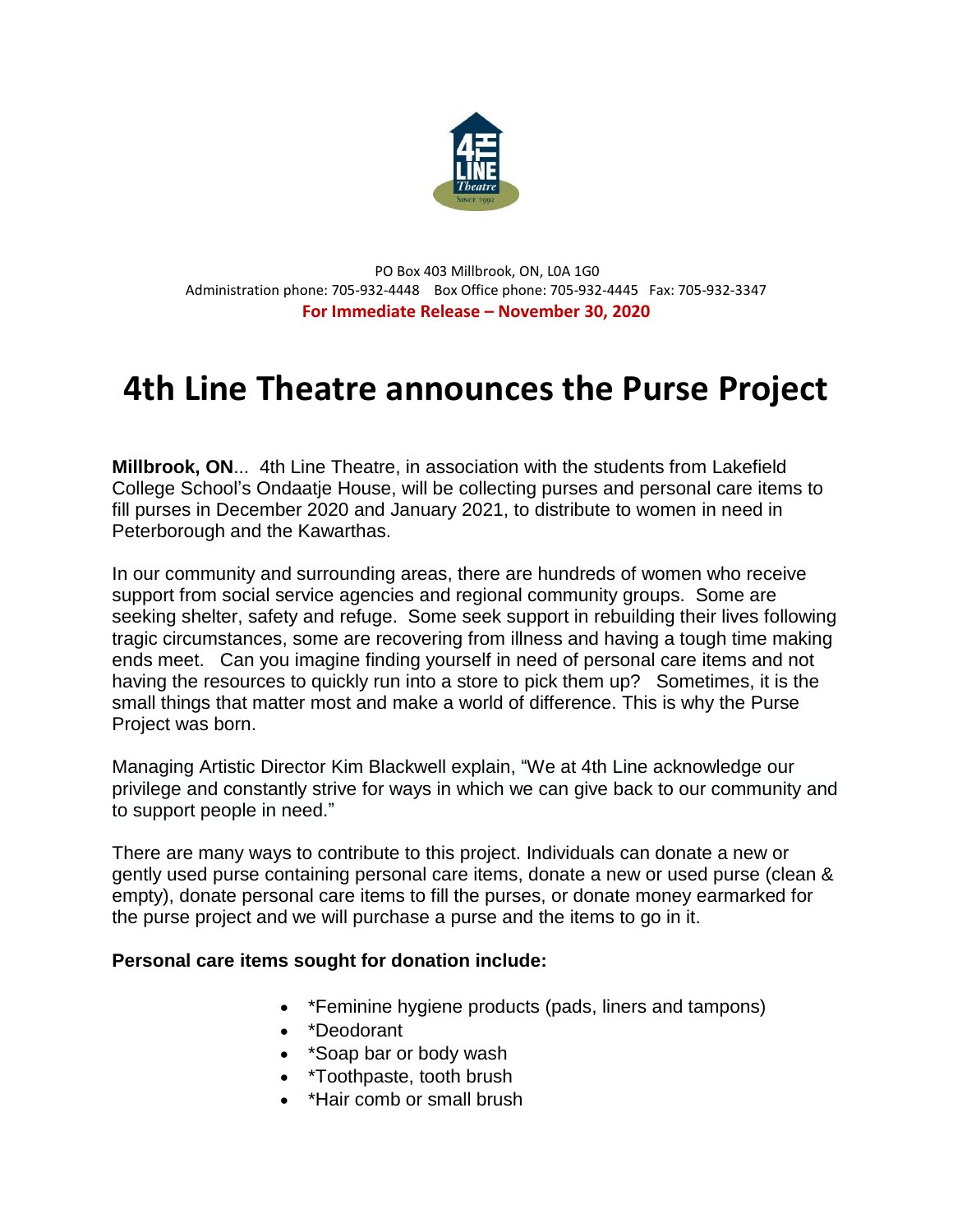PO Box 403 Millbrook, ON, L0A 1G0
Administration phone: 705-932-4448 Box Office phone: 705-932-4445 Fax: 705-932-3347

**For Immediate Release – November 30, 2020**

# 4th Line Theatre announces the Purse Project

**Millbrook, ON**... 4th Line Theatre, in association with the students from Lakefield College School's Ondaatje House, will be collecting purses and personal care items to fill purses in December 2020 and January 2021, to distribute to women in need in Peterborough and the Kawarthas.

In our community and surrounding areas, there are hundreds of women who receive support from social service agencies and regional community groups. Some are seeking shelter, safety and refuge. Some seek support in rebuilding their lives following tragic circumstances, some are recovering from illness and having a tough time making ends meet. Can you imagine finding yourself in need of personal care items and not having the resources to quickly run into a store to pick them up? Sometimes, it is the small things that matter most and make a world of difference. This is why the Purse Project was born.

Managing Artistic Director Kim Blackwell explain, "We at 4th Line acknowledge our privilege and constantly strive for ways in which we can give back to our community and to support people in need."

There are many ways to contribute to this project. Individuals can donate a new or gently used purse containing personal care items, donate a new or used purse (clean & empty), donate personal care items to fill the purses, or donate money earmarked for the purse project and we will purchase a purse and the items to go in it.

**Personal care items sought for donation include:**

- *Feminine hygiene products (pads, liners and tampons)
- *Deodorant
- *Soap bar or body wash
- *Toothpaste, tooth brush
- *Hair comb or small brush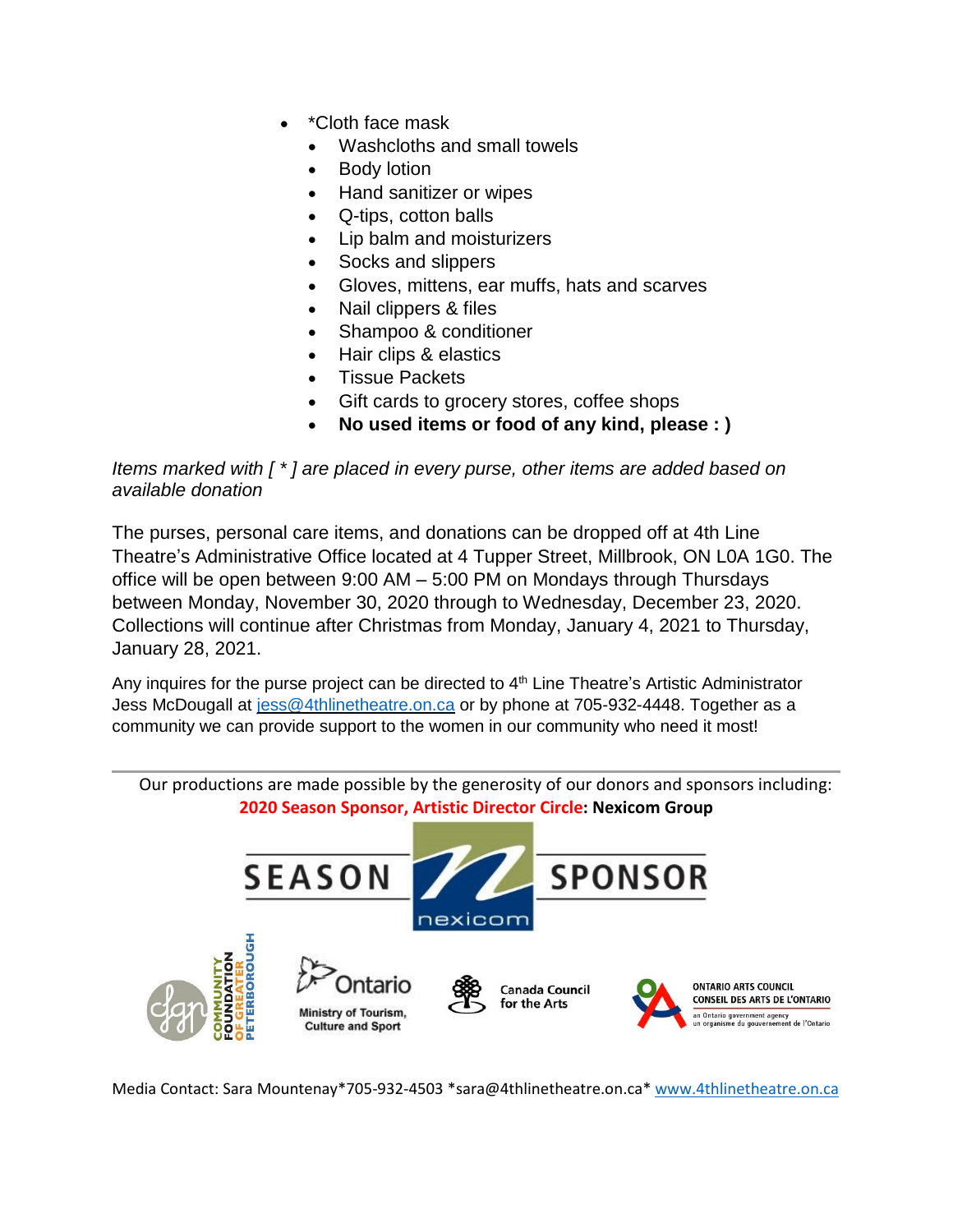- *Cloth face mask
  - Washcloths and small towels
  - Body lotion
  - Hand sanitizer or wipes
  - Q-tips, cotton balls
  - Lip balm and moisturizers
  - Socks and slippers
  - Gloves, mittens, ear muffs, hats and scarves
  - Nail clippers & files
  - Shampoo & conditioner
  - Hair clips & elastics
  - Tissue Packets
  - Gift cards to grocery stores, coffee shops
  - **No used items or food of any kind, please : )**

*Items marked with [ * ] are placed in every purse, other items are added based on available donation*

The purses, personal care items, and donations can be dropped off at 4th Line Theatre's Administrative Office located at 4 Tupper Street, Millbrook, ON L0A 1G0. The office will be open between 9:00 AM – 5:00 PM on Mondays through Thursdays between Monday, November 30, 2020 through to Wednesday, December 23, 2020. Collections will continue after Christmas from Monday, January 4, 2021 to Thursday, January 28, 2021.

Any inquires for the purse project can be directed to 4th Line Theatre's Artistic Administrator Jess McDougall at jess@4thlinetheatre.on.ca or by phone at 705-932-4448. Together as a community we can provide support to the women in our community who need it most!

---

Our productions are made possible by the generosity of our donors and sponsors including:

**2020 Season Sponsor, Artistic Director Circle: Nexicom Group**

SEASON nexicom SPONSOR

COMMUNITY FOUNDATION OF GREATER PETERBOROUGH

Ontario Ministry of Tourism, Culture and Sport

Canada Council for the Arts

ONTARIO ARTS COUNCIL CONSEIL DES ARTS DE L'ONTARIO an Ontario government agency un organisme du gouvernement de l'Ontario

Media Contact: Sara Mountenay*705-932-4503 *sara@4thlinetheatre.on.ca* www.4thlinetheatre.on.ca